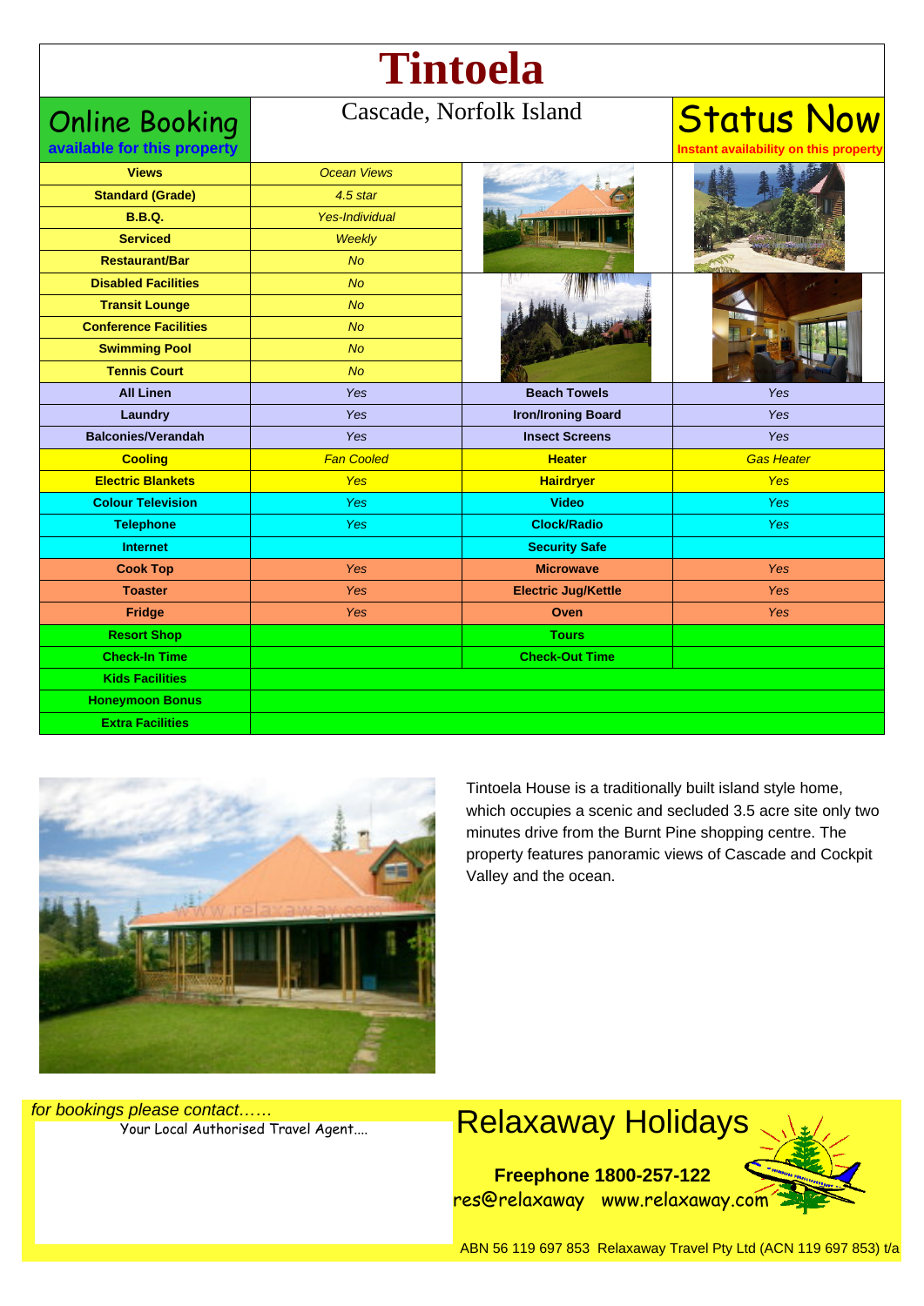# Tintoela

**Online Booking** available for this property

Cascade, Norfolk Island

**Status Now** Instant availability on this property

| Feature | Value | Feature | Value |
|---|---|---|---|
| **Views** | *Ocean Views* | | |
| **Standard (Grade)** | *4.5 star* | | |
| **B.B.Q.** | *Yes-Individual* | | |
| **Serviced** | *Weekly* | | |
| **Restaurant/Bar** | *No* | | |
| **Disabled Facilities** | *No* | | |
| **Transit Lounge** | *No* | | |
| **Conference Facilities** | *No* | | |
| **Swimming Pool** | *No* | | |
| **Tennis Court** | *No* | | |
| **All Linen** | *Yes* | **Beach Towels** | *Yes* |
| **Laundry** | *Yes* | **Iron/Ironing Board** | *Yes* |
| **Balconies/Verandah** | *Yes* | **Insect Screens** | *Yes* |
| **Cooling** | *Fan Cooled* | **Heater** | *Gas Heater* |
| **Electric Blankets** | *Yes* | **Hairdryer** | *Yes* |
| **Colour Television** | *Yes* | **Video** | *Yes* |
| **Telephone** | *Yes* | **Clock/Radio** | *Yes* |
| **Internet** | | **Security Safe** | |
| **Cook Top** | *Yes* | **Microwave** | *Yes* |
| **Toaster** | *Yes* | **Electric Jug/Kettle** | *Yes* |
| **Fridge** | *Yes* | **Oven** | *Yes* |
| **Resort Shop** | | **Tours** | |
| **Check-In Time** | | **Check-Out Time** | |
| **Kids Facilities** | | | |
| **Honeymoon Bonus** | | | |
| **Extra Facilities** | | | |

Tintoela House is a traditionally built island style home, which occupies a scenic and secluded 3.5 acre site only two minutes drive from the Burnt Pine shopping centre. The property features panoramic views of Cascade and Cockpit Valley and the ocean.

*for bookings please contact……*

Your Local Authorised Travel Agent....

## Relaxaway Holidays

**Freephone 1800-257-122**

res@relaxaway www.relaxaway.com

ABN 56 119 697 853 Relaxaway Travel Pty Ltd (ACN 119 697 853) t/a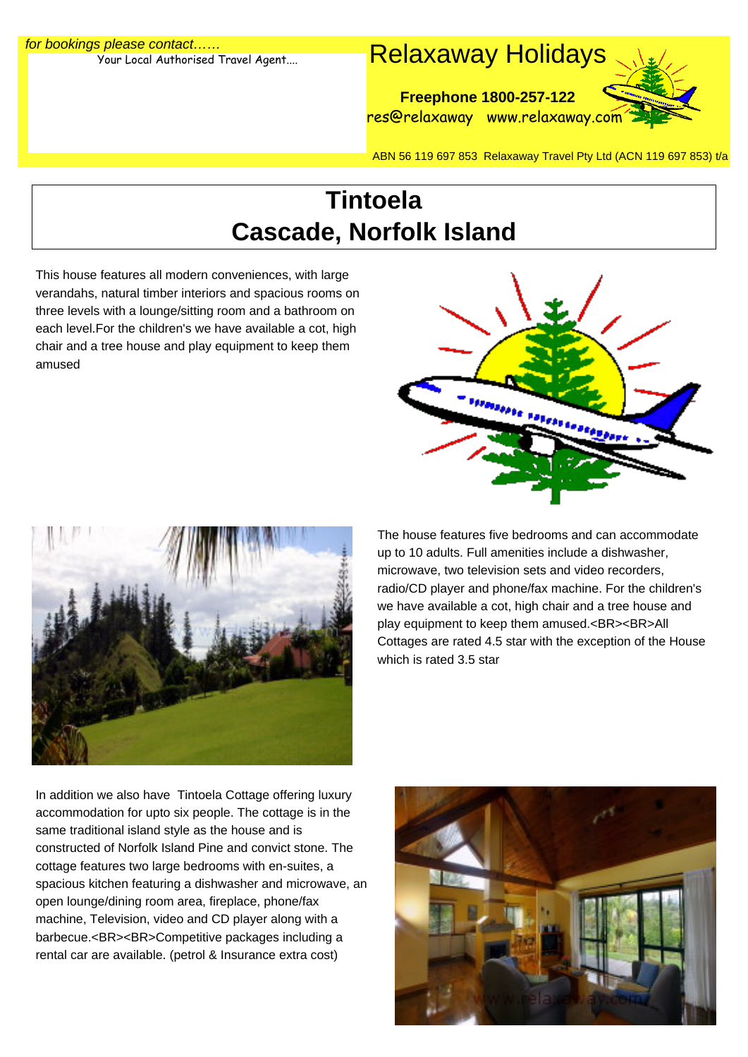*for bookings please contact……*

Your Local Authorised Travel Agent....

Relaxaway Holidays

**Freephone 1800-257-122**

res@relaxaway www.relaxaway.com

ABN 56 119 697 853 Relaxaway Travel Pty Ltd (ACN 119 697 853) t/a

# Tintoela
# Cascade, Norfolk Island

This house features all modern conveniences, with large verandahs, natural timber interiors and spacious rooms on three levels with a lounge/sitting room and a bathroom on each level.For the children's we have available a cot, high chair and a tree house and play equipment to keep them amused

The house features five bedrooms and can accommodate up to 10 adults. Full amenities include a dishwasher, microwave, two television sets and video recorders, radio/CD player and phone/fax machine. For the children's we have available a cot, high chair and a tree house and play equipment to keep them amused.<BR><BR>All Cottages are rated 4.5 star with the exception of the House which is rated 3.5 star

In addition we also have Tintoela Cottage offering luxury accommodation for upto six people. The cottage is in the same traditional island style as the house and is constructed of Norfolk Island Pine and convict stone. The cottage features two large bedrooms with en-suites, a spacious kitchen featuring a dishwasher and microwave, an open lounge/dining room area, fireplace, phone/fax machine, Television, video and CD player along with a barbecue.<BR><BR>Competitive packages including a rental car are available. (petrol & Insurance extra cost)